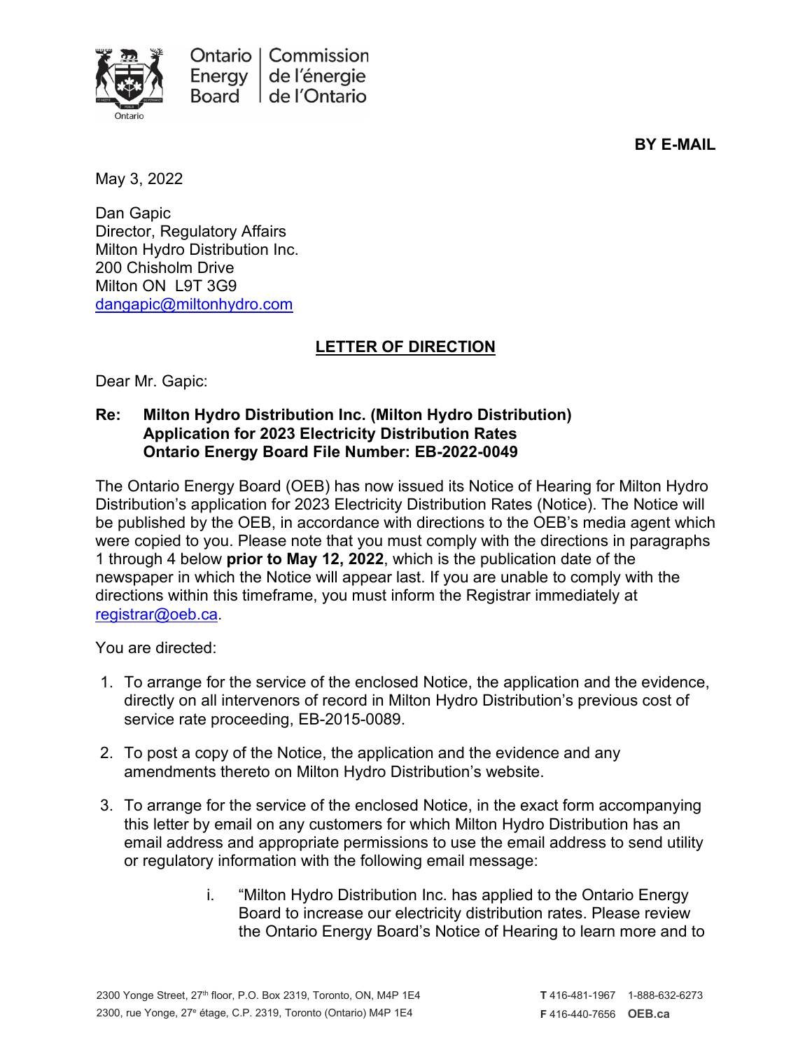Ontario Energy Board | Commission de l'énergie de l'Ontario

**BY E-MAIL**

May 3, 2022

Dan Gapic
Director, Regulatory Affairs
Milton Hydro Distribution Inc.
200 Chisholm Drive
Milton ON L9T 3G9
dangapic@miltonhydro.com

## LETTER OF DIRECTION

Dear Mr. Gapic:

**Re: Milton Hydro Distribution Inc. (Milton Hydro Distribution)**
**Application for 2023 Electricity Distribution Rates**
**Ontario Energy Board File Number: EB-2022-0049**

The Ontario Energy Board (OEB) has now issued its Notice of Hearing for Milton Hydro Distribution's application for 2023 Electricity Distribution Rates (Notice). The Notice will be published by the OEB, in accordance with directions to the OEB's media agent which were copied to you. Please note that you must comply with the directions in paragraphs 1 through 4 below **prior to May 12, 2022**, which is the publication date of the newspaper in which the Notice will appear last. If you are unable to comply with the directions within this timeframe, you must inform the Registrar immediately at registrar@oeb.ca.

You are directed:

1. To arrange for the service of the enclosed Notice, the application and the evidence, directly on all intervenors of record in Milton Hydro Distribution's previous cost of service rate proceeding, EB-2015-0089.
2. To post a copy of the Notice, the application and the evidence and any amendments thereto on Milton Hydro Distribution's website.
3. To arrange for the service of the enclosed Notice, in the exact form accompanying this letter by email on any customers for which Milton Hydro Distribution has an email address and appropriate permissions to use the email address to send utility or regulatory information with the following email message:
   i. "Milton Hydro Distribution Inc. has applied to the Ontario Energy Board to increase our electricity distribution rates. Please review the Ontario Energy Board's Notice of Hearing to learn more and to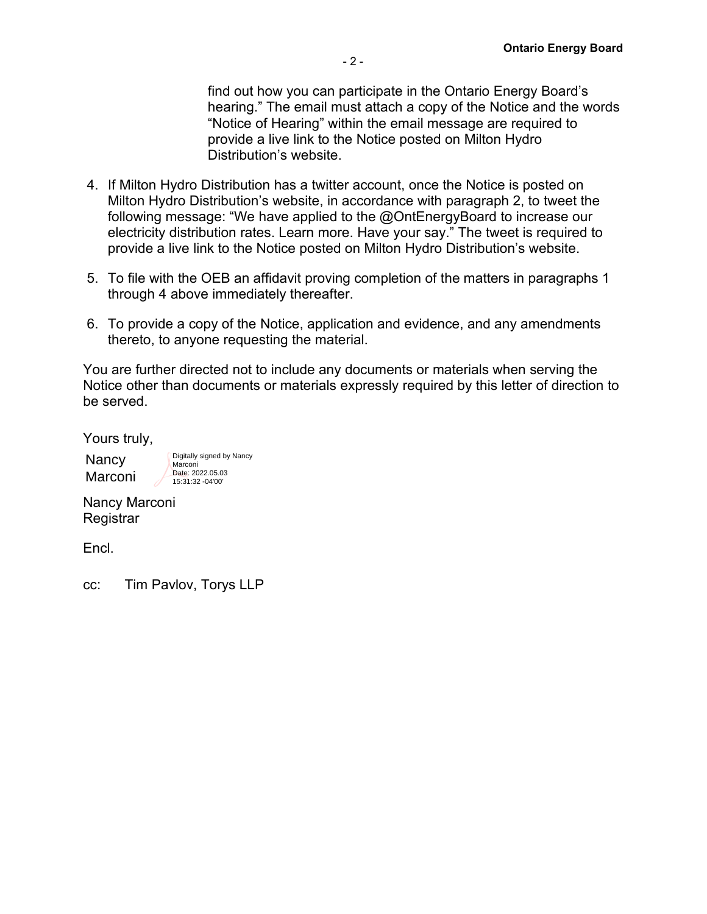find out how you can participate in the Ontario Energy Board's hearing." The email must attach a copy of the Notice and the words "Notice of Hearing" within the email message are required to provide a live link to the Notice posted on Milton Hydro Distribution's website.

4. If Milton Hydro Distribution has a twitter account, once the Notice is posted on Milton Hydro Distribution's website, in accordance with paragraph 2, to tweet the following message: "We have applied to the @OntEnergyBoard to increase our electricity distribution rates. Learn more. Have your say." The tweet is required to provide a live link to the Notice posted on Milton Hydro Distribution's website.

5. To file with the OEB an affidavit proving completion of the matters in paragraphs 1 through 4 above immediately thereafter.

6. To provide a copy of the Notice, application and evidence, and any amendments thereto, to anyone requesting the material.

You are further directed not to include any documents or materials when serving the Notice other than documents or materials expressly required by this letter of direction to be served.

Yours truly,

Nancy Marconi
Digitally signed by Nancy Marconi
Date: 2022.05.03 15:31:32 -04'00'

Nancy Marconi
Registrar

Encl.

cc: Tim Pavlov, Torys LLP